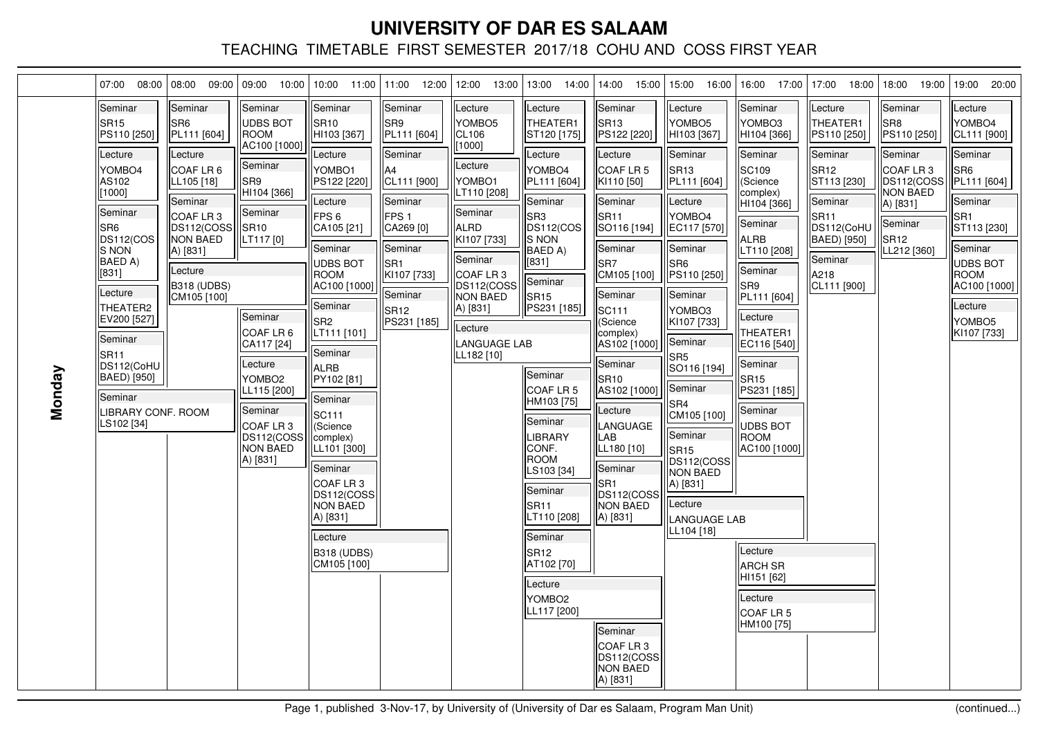# UNIVERSITY OF DAR ES SALAAM

TEACHING TIMETABLE FIRST SEMESTER 2017/18 COHU AND COSS FIRST YEAR

## Monday

| 07:00 08:00 | 08:00 09:00 | 09:00 10:00 | 10:00 11:00 | 11:00 12:00 | 12:00 13:00 | 13:00 14:00 | 14:00 15:00 | 15:00 16:00 | 16:00 17:00 | 17:00 18:00 | 18:00 19:00 | 19:00 20:00 |
|---|---|---|---|---|---|---|---|---|---|---|---|---|
| Seminar SR15 PS110 [250] | Seminar SR6 PL111 [604] | Seminar UDBS BOT ROOM AC100 [1000] | Seminar SR10 HI103 [367] | Seminar SR9 PL111 [604] | Lecture YOMBO5 CL106 [1000] | Lecture THEATER1 ST120 [175] | Seminar SR13 PS122 [220] | Lecture YOMBO5 HI103 [367] | Seminar YOMBO3 HI104 [366] | Lecture THEATER1 PS110 [250] | Seminar SR8 PS110 [250] | Lecture YOMBO4 CL111 [900] |
| Lecture YOMBO4 AS102 [1000] | Lecture COAF LR 6 LL105 [18] | Seminar SR9 HI104 [366] | Lecture YOMBO1 PS122 [220] | Seminar A4 CL111 [900] | Lecture YOMBO1 LT110 [208] | Lecture YOMBO4 PL111 [604] | Lecture COAF LR 5 KI110 [50] | Seminar SR13 PL111 [604] | Seminar SC109 (Science complex) HI104 [366] | Seminar SR12 ST113 [230] | Seminar COAF LR 3 DS112(COSS NON BAED A) [831] | Seminar SR6 PL111 [604] |
| Seminar SR6 DS112(COSS NON BAED A) [831] | Seminar COAF LR 3 DS112(COSS NON BAED A) [831] | Seminar SR10 LT117 [0] | Lecture FPS 6 CA105 [21] | Seminar FPS 1 CA269 [0] | Seminar ALRD KI107 [733] | Seminar SR3 DS112(COSS NON BAED A) [831] | Seminar SR11 SO116 [194] | Lecture YOMBO4 EC117 [570] | Seminar ALRB LT110 [208] | Seminar SR11 DS112(CoHU BAED) [950] | Seminar SR12 LL212 [360] | Seminar SR1 ST113 [230] |
| Lecture THEATER2 EV200 [527] | Lecture B318 (UDBS) CM105 [100] (08:00–10:00) | Seminar COAF LR 6 CA117 [24] | Seminar UDBS BOT ROOM AC100 [1000] | Seminar SR1 KI107 [733] | Seminar COAF LR 3 DS112(COSS NON BAED A) [831] | Seminar SR15 PS231 [185] | Seminar SR7 CM105 [100] | Seminar SR6 PS110 [250] | Seminar SR9 PL111 [604] | Seminar A218 CL111 [900] | | Seminar UDBS BOT ROOM AC100 [1000] |
| Seminar SR11 DS112(CoHU BAED) [950] | | Lecture YOMBO2 LL115 [200] | Seminar SR2 LT111 [101] | Seminar SR12 PS231 [185] | Lecture LANGUAGE LAB LL182 [10] (12:00–14:00) | Seminar COAF LR 5 HM103 [75] | Seminar SC111 (Science complex) AS102 [1000] | Seminar YOMBO3 KI107 [733] | Lecture THEATER1 EC116 [540] | | | Lecture YOMBO5 KI107 [733] |
| Seminar LIBRARY CONF. ROOM LS102 [34] (07:00–09:00) | | Seminar COAF LR 3 DS112(COSS NON BAED A) [831] | Seminar ALRB PY102 [81] | | | Seminar LIBRARY CONF. ROOM LS103 [34] | Seminar SR10 AS102 [1000] | Seminar SR5 SO116 [194] | Seminar SR15 PS231 [185] | | | |
| | | | Seminar SC111 (Science complex) LL101 [300] | | | Seminar SR11 LT110 [208] | Lecture LANGUAGE LAB LL180 [10] | Seminar SR4 CM105 [100] | Seminar UDBS BOT ROOM AC100 [1000] | | | |
| | | | Seminar COAF LR 3 DS112(COSS NON BAED A) [831] | | | Seminar SR12 AT102 [70] | Seminar SR1 DS112(COSS NON BAED A) [831] | Seminar SR15 DS112(COSS NON BAED A) [831] | Lecture ARCH SR HI151 [62] (16:00–18:00) | | | |
| | | | Lecture B318 (UDBS) CM105 [100] (10:00–12:00) | | | Lecture YOMBO2 LL117 [200] (13:00–15:00) | Seminar COAF LR 3 DS112(COSS NON BAED A) [831] | Lecture LANGUAGE LAB LL104 [18] (15:00–17:00) | Lecture COAF LR 5 HM100 [75] (16:00–18:00) | | | |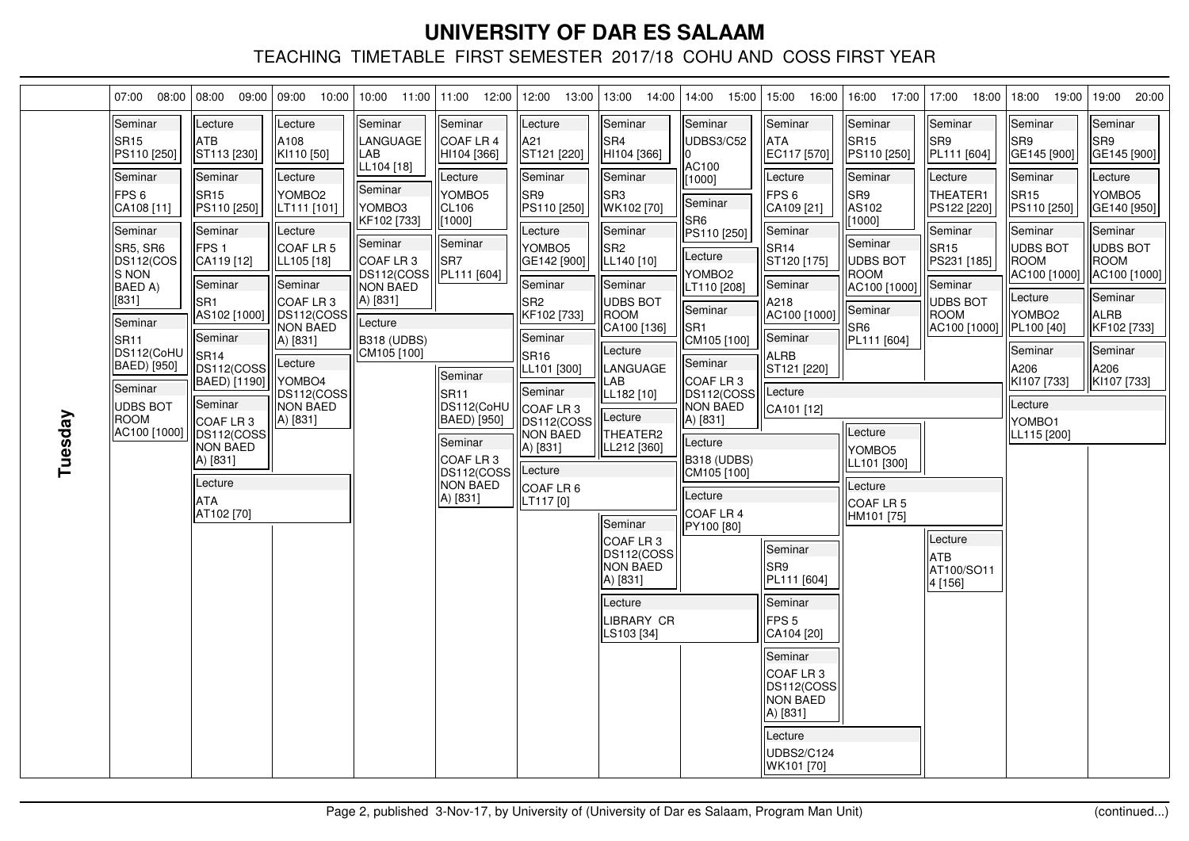# UNIVERSITY OF DAR ES SALAAM

## TEACHING TIMETABLE FIRST SEMESTER 2017/18 COHU AND COSS FIRST YEAR

### Tuesday

Entries are listed by starting time slot. Where an entry covers more than one time slot, its time range is shown in parentheses.

**07:00 – 08:00**
- Seminar: SR15, PS110 [250]
- Seminar: FPS 6, CA108 [11]
- Seminar: SR5, SR6, DS112(COSS NON BAED A) [831]
- Seminar: SR11, DS112(CoHU BAED) [950]
- Seminar: UDBS BOT ROOM, AC100 [1000]

**08:00 – 09:00**
- Lecture: ATB, ST113 [230]
- Seminar: SR15, PS110 [250]
- Seminar: FPS 1, CA119 [12]
- Seminar: SR1, AS102 [1000]
- Seminar: SR14, DS112(COSS BAED) [1190]
- Seminar: COAF LR 3, DS112(COSS NON BAED A) [831]
- Lecture: ATA, AT102 [70] (08:00 – 10:00)

**09:00 – 10:00**
- Lecture: A108, KI110 [50]
- Lecture: YOMBO2, LT111 [101]
- Lecture: COAF LR 5, LL105 [18]
- Seminar: COAF LR 3, DS112(COSS NON BAED A) [831]
- Lecture: YOMBO4, DS112(COSS NON BAED A) [831]

**10:00 – 11:00**
- Seminar: LANGUAGE LAB, LL104 [18]
- Seminar: YOMBO3, KF102 [733]
- Seminar: COAF LR 3, DS112(COSS NON BAED A) [831]
- Lecture: B318 (UDBS), CM105 [100] (10:00 – 12:00)

**11:00 – 12:00**
- Seminar: COAF LR 4, HI104 [366]
- Lecture: YOMBO5, CL106 [1000]
- Seminar: SR7, PL111 [604]
- Seminar: SR11, DS112(CoHU BAED) [950]
- Seminar: COAF LR 3, DS112(COSS NON BAED A) [831]

**12:00 – 13:00**
- Lecture: A21, ST121 [220]
- Seminar: SR9, PS110 [250]
- Lecture: YOMBO5, GE142 [900]
- Seminar: SR2, KF102 [733]
- Seminar: SR16, LL101 [300]
- Seminar: COAF LR 3, DS112(COSS NON BAED A) [831]
- Lecture: COAF LR 6, LT117 [0] (12:00 – 14:00)

**13:00 – 14:00**
- Seminar: SR4, HI104 [366]
- Seminar: SR3, WK102 [70]
- Seminar: SR2, LL140 [10]
- Seminar: UDBS BOT ROOM, CA100 [136]
- Lecture: LANGUAGE LAB, LL182 [10]
- Lecture: THEATER2, LL212 [360]
- Seminar: COAF LR 3, DS112(COSS NON BAED A) [831]
- Lecture: LIBRARY CR, LS103 [34] (13:00 – 15:00)

**14:00 – 15:00**
- Seminar: UDBS3/C520, AC100 [1000]
- Seminar: SR6, PS110 [250]
- Lecture: YOMBO2, LT110 [208]
- Seminar: SR1, CM105 [100]
- Seminar: COAF LR 3, DS112(COSS NON BAED A) [831]
- Lecture: B318 (UDBS), CM105 [100] (14:00 – 16:00)
- Lecture: COAF LR 4, PY100 [80] (14:00 – 16:00)

**15:00 – 16:00**
- Seminar: ATA, EC117 [570]
- Lecture: FPS 6, CA109 [21]
- Seminar: SR14, ST120 [175]
- Seminar: A218, AC100 [1000]
- Seminar: ALRB, ST121 [220]
- Lecture: CA101 [12] (15:00 – 18:00)
- Seminar: SR9, PL111 [604]
- Seminar: FPS 5, CA104 [20]
- Seminar: COAF LR 3, DS112(COSS NON BAED A) [831]
- Lecture: UDBS2/C124, WK101 [70] (15:00 – 17:00)

**16:00 – 17:00**
- Seminar: SR15, PS110 [250]
- Seminar: SR9, AS102 [1000]
- Seminar: UDBS BOT ROOM, AC100 [1000]
- Seminar: SR6, PL111 [604]
- Lecture: YOMBO5, LL101 [300]
- Lecture: COAF LR 5, HM101 [75] (16:00 – 18:00)

**17:00 – 18:00**
- Seminar: SR9, PL111 [604]
- Lecture: THEATER1, PS122 [220]
- Seminar: SR15, PS231 [185]
- Seminar: UDBS BOT ROOM, AC100 [1000]
- Lecture: ATB, AT100/SO114 [156]

**18:00 – 19:00**
- Seminar: SR9, GE145 [900]
- Seminar: SR15, PS110 [250]
- Seminar: UDBS BOT ROOM, AC100 [1000]
- Lecture: YOMBO2, PL100 [40]
- Seminar: A206, KI107 [733]
- Lecture: YOMBO1, LL115 [200] (18:00 – 20:00)

**19:00 – 20:00**
- Seminar: SR9, GE145 [900]
- Lecture: YOMBO5, GE140 [950]
- Seminar: UDBS BOT ROOM, AC100 [1000]
- Seminar: ALRB, KF102 [733]
- Seminar: A206, KI107 [733]

Page 2, published 3-Nov-17, by University of (University of Dar es Salaam, Program Man Unit) (continued...)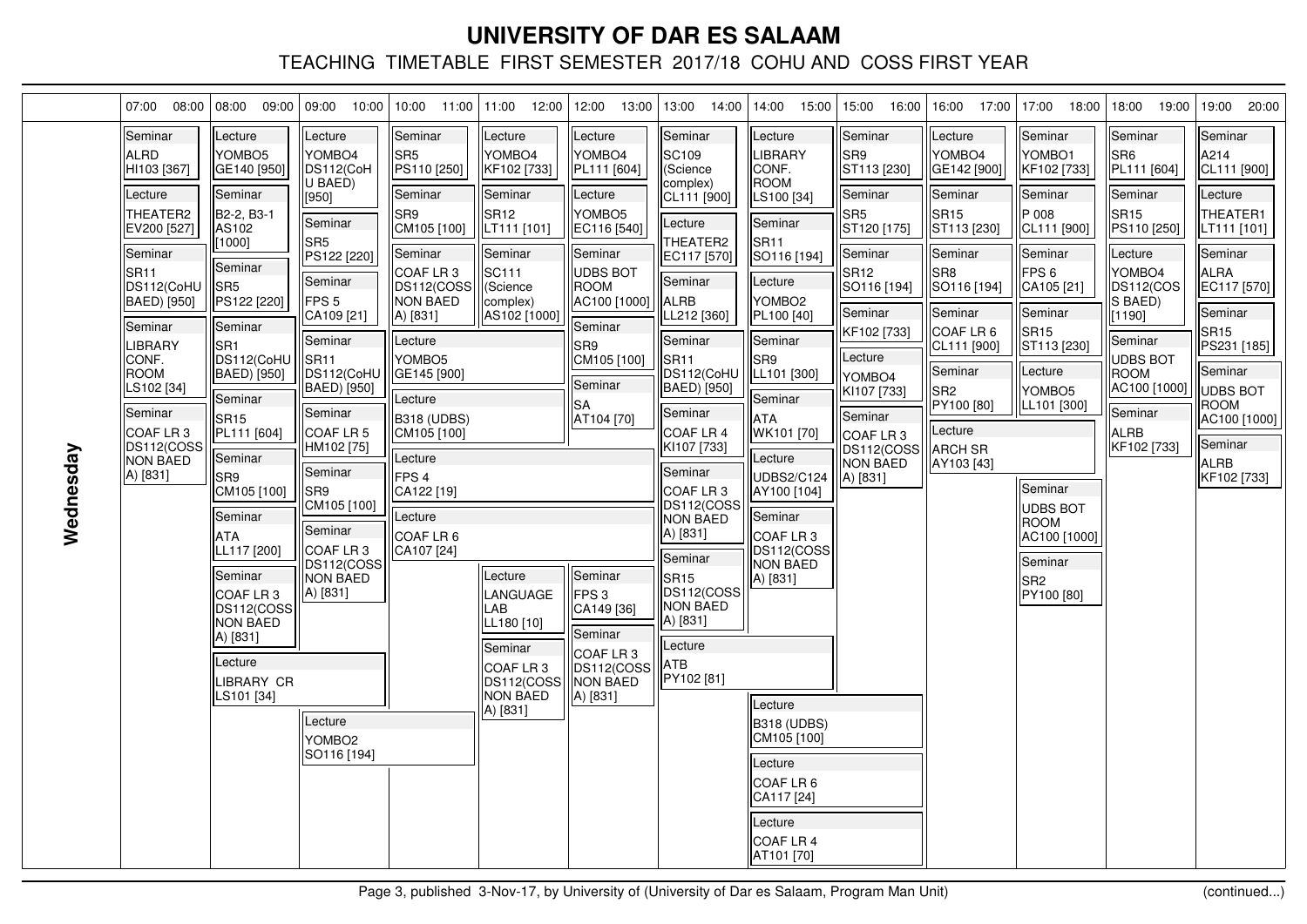# UNIVERSITY OF DAR ES SALAAM

TEACHING TIMETABLE FIRST SEMESTER 2017/18 COHU AND COSS FIRST YEAR

**Wednesday**

| 07:00 08:00 | 08:00 09:00 | 09:00 10:00 | 10:00 11:00 | 11:00 12:00 | 12:00 13:00 | 13:00 14:00 | 14:00 15:00 | 15:00 16:00 | 16:00 17:00 | 17:00 18:00 | 18:00 19:00 | 19:00 20:00 |
|---|---|---|---|---|---|---|---|---|---|---|---|---|
| Seminar ALRD HI103 [367] | Lecture YOMBO5 GE140 [950] | Lecture YOMBO4 DS112(CoHU BAED) [950] | Seminar SR5 PS110 [250] | Lecture YOMBO4 KF102 [733] | Lecture YOMBO4 PL111 [604] | Seminar SC109 (Science complex) CL111 [900] | Lecture LIBRARY CONF. ROOM LS100 [34] | Seminar SR9 ST113 [230] | Lecture YOMBO4 GE142 [900] | Seminar YOMBO1 KF102 [733] | Seminar SR6 PL111 [604] | Seminar A214 CL111 [900] |
| Lecture THEATER2 EV200 [527] | Seminar B2-2, B3-1 AS102 [1000] | Seminar SR5 PS122 [220] | Seminar SR9 CM105 [100] | Seminar SR12 LT111 [101] | Lecture YOMBO5 EC116 [540] | Lecture THEATER2 EC117 [570] | Seminar SR11 SO116 [194] | Seminar SR5 ST120 [175] | Seminar SR15 ST113 [230] | Seminar P 008 CL111 [900] | Seminar SR15 PS110 [250] | Lecture THEATER1 LT111 [101] |
| Seminar SR11 DS112(CoHU BAED) [950] | Seminar SR5 PS122 [220] | Seminar FPS 5 CA109 [21] | Seminar COAF LR 3 DS112(COSS NON BAED A) [831] | Seminar SC111 (Science complex) AS102 [1000] | Seminar UDBS BOT ROOM AC100 [1000] | Seminar ALRB LL212 [360] | Lecture YOMBO2 PL100 [40] | Seminar SR12 SO116 [194] | Seminar SR8 SO116 [194] | Seminar FPS 6 CA105 [21] | Lecture YOMBO4 DS112(COSS BAED) [1190] | Seminar ALRA EC117 [570] |
| Seminar LIBRARY CONF. ROOM LS102 [34] | Seminar SR1 DS112(CoHU BAED) [950] | Seminar SR11 DS112(CoHU BAED) [950] | Lecture YOMBO5 GE145 [900] (10:00–12:00) | | Seminar SR9 CM105 [100] | Seminar SR11 DS112(CoHU BAED) [950] | Seminar SR9 LL101 [300] | Seminar KF102 [733] | Seminar COAF LR 6 CL111 [900] | Seminar SR15 ST113 [230] | Seminar UDBS BOT ROOM AC100 [1000] | Seminar SR15 PS231 [185] |
| Seminar SR15 PL111 [604] | Seminar SR15 PL111 [604] | Seminar COAF LR 5 HM102 [75] | Lecture B318 (UDBS) CM105 [100] (10:00–12:00) | | Seminar SA AT104 [70] | Seminar COAF LR 4 KI107 [733] | Seminar ATA WK101 [70] | Lecture YOMBO4 KI107 [733] | Seminar SR2 PY100 [80] | Lecture YOMBO5 LL101 [300] | Seminar ALRB KF102 [733] | Seminar UDBS BOT ROOM AC100 [1000] |
| Seminar COAF LR 3 DS112(COSS NON BAED A) [831] | Seminar SR9 CM105 [100] | Seminar SR9 CM105 [100] | Lecture FPS 4 CA122 [19] (10:00–13:00) | | | Seminar COAF LR 3 DS112(COSS NON BAED A) [831] | Lecture UDBS2/C124 AY100 [104] | Seminar COAF LR 3 DS112(COSS NON BAED A) [831] | Lecture ARCH SR AY103 [43] (16:00–18:00) | | | Seminar ALRB KF102 [733] |
| | Seminar ATA LL117 [200] | Seminar COAF LR 3 DS112(COSS NON BAED A) [831] | Lecture COAF LR 6 CA107 [24] (10:00–13:00) | | | Seminar SR15 DS112(COSS NON BAED A) [831] | Seminar COAF LR 3 DS112(COSS NON BAED A) [831] | | | Seminar UDBS BOT ROOM AC100 [1000] | | |
| | Seminar COAF LR 3 DS112(COSS NON BAED A) [831] | | | Lecture LANGUAGE LAB LL180 [10] | Seminar FPS 3 CA149 [36] | Lecture ATB PY102 [81] (13:00–15:00) | | | | Seminar SR2 PY100 [80] | | |
| | Lecture LIBRARY CR LS101 [34] (08:00–10:00) | | | Seminar COAF LR 3 DS112(COSS NON BAED A) [831] | Seminar COAF LR 3 DS112(COSS NON BAED A) [831] | | Lecture B318 (UDBS) CM105 [100] (14:00–16:00) | | | | | |
| | | Lecture YOMBO2 SO116 [194] (09:00–11:00) | | | | | Lecture COAF LR 6 CA117 [24] (14:00–16:00) | | | | | |
| | | | | | | | Lecture COAF LR 4 AT101 [70] (14:00–16:00) | | | | | |

Page 3, published 3-Nov-17, by University of (University of Dar es Salaam, Program Man Unit) (continued...)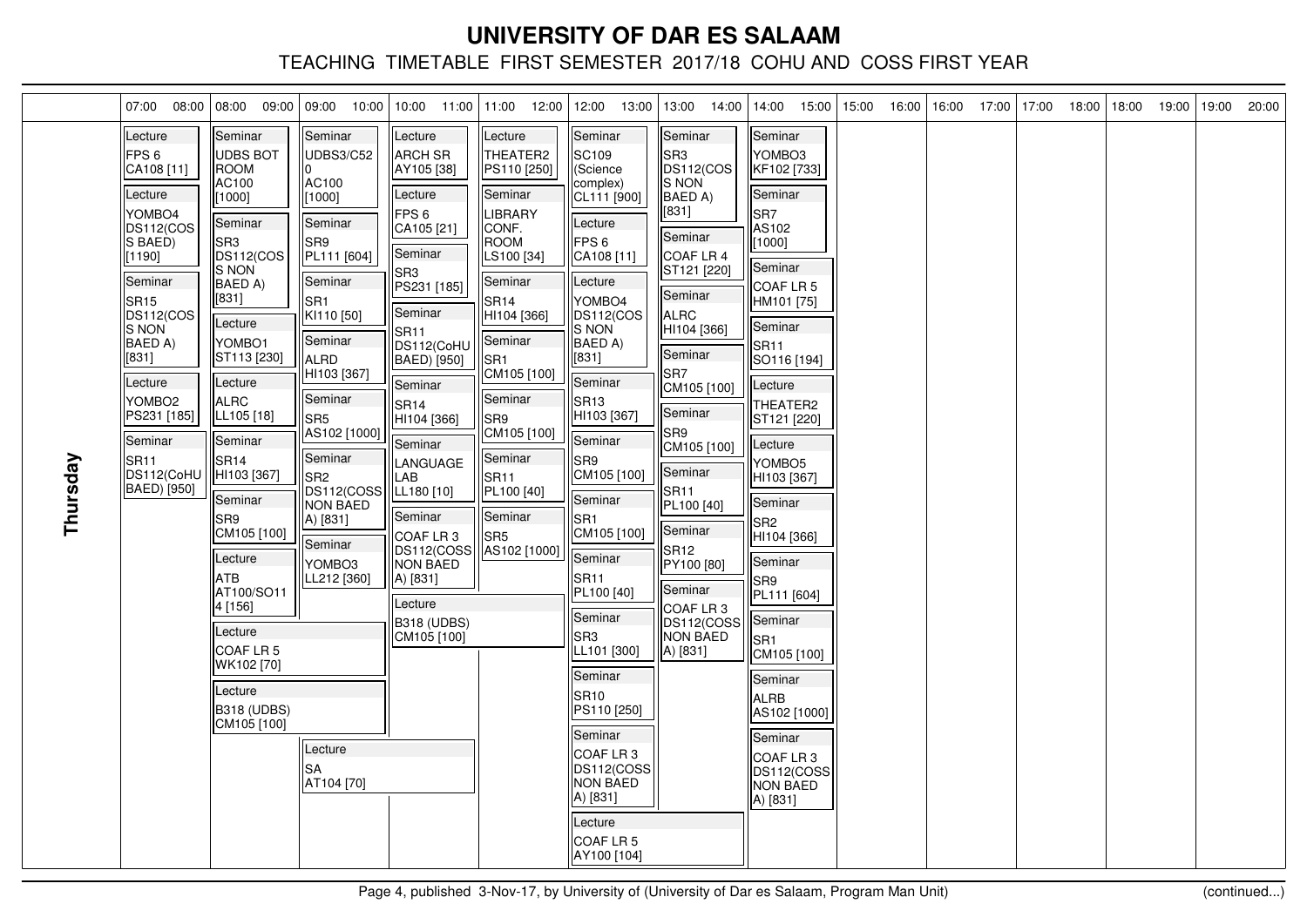# UNIVERSITY OF DAR ES SALAAM

TEACHING TIMETABLE FIRST SEMESTER 2017/18 COHU AND COSS FIRST YEAR

| | 07:00 08:00 | 08:00 09:00 | 09:00 10:00 | 10:00 11:00 | 11:00 12:00 | 12:00 13:00 | 13:00 14:00 | 14:00 15:00 | 15:00 16:00 | 16:00 17:00 | 17:00 18:00 | 18:00 19:00 | 19:00 20:00 |
|---|---|---|---|---|---|---|---|---|---|---|---|---|---|
| **Thursday** | Lecture FPS 6 CA108 [11]<br><br>Lecture YOMBO4 DS112(COSS BAED) [1190]<br><br>Seminar SR15 DS112(COSS NON BAED A) [831]<br><br>Lecture YOMBO2 PS231 [185]<br><br>Seminar SR11 DS112(CoHU BAED) [950] | Seminar UDBS BOT ROOM AC100 [1000] (08:00–10:00)<br><br>Seminar SR3 DS112(COSS NON BAED A) [831]<br><br>Lecture YOMBO1 ST113 [230]<br><br>Lecture ALRC LL105 [18]<br><br>Seminar SR14 HI103 [367]<br><br>Seminar SR9 CM105 [100]<br><br>Lecture ATB AT100/SO114 [156]<br><br>Lecture COAF LR 5 WK102 [70] (08:00–10:00)<br><br>Lecture B318 (UDBS) CM105 [100] (08:00–10:00) | Seminar UDBS3/C520 AC100 [1000]<br><br>Seminar SR9 PL111 [604]<br><br>Seminar SR1 KI110 [50]<br><br>Seminar ALRD HI103 [367]<br><br>Seminar SR5 AS102 [1000]<br><br>Seminar SR2 DS112(COSS NON BAED A) [831]<br><br>Seminar YOMBO3 LL212 [360]<br><br>Lecture SA AT104 [70] (09:00–11:00) | Lecture ARCH SR AY105 [38]<br><br>Lecture FPS 6 CA105 [21]<br><br>Seminar SR3 PS231 [185]<br><br>Seminar SR11 DS112(CoHU BAED) [950]<br><br>Seminar SR14 HI104 [366]<br><br>Seminar LANGUAGE LAB LL180 [10]<br><br>Seminar COAF LR 3 DS112(COSS NON BAED A) [831]<br><br>Lecture B318 (UDBS) CM105 [100] (10:00–12:00) | Lecture THEATER2 PS110 [250]<br><br>Seminar LIBRARY CONF. ROOM LS100 [34]<br><br>Seminar SR14 HI104 [366]<br><br>Seminar SR1 CM105 [100]<br><br>Seminar SR9 CM105 [100]<br><br>Seminar SR11 PL100 [40]<br><br>Seminar SR5 AS102 [1000] | Seminar SC109 (Science complex) CL111 [900]<br><br>Lecture FPS 6 CA108 [11]<br><br>Lecture YOMBO4 DS112(COSS NON BAED A) [831]<br><br>Seminar SR13 HI103 [367]<br><br>Seminar SR9 CM105 [100]<br><br>Seminar SR1 CM105 [100]<br><br>Seminar SR11 PL100 [40]<br><br>Seminar SR3 LL101 [300]<br><br>Seminar SR10 PS110 [250]<br><br>Seminar COAF LR 3 DS112(COSS NON BAED A) [831]<br><br>Lecture COAF LR 5 AY100 [104] (12:00–14:00) | Seminar SR3 DS112(COSS NON BAED A) [831]<br><br>Seminar COAF LR 4 ST121 [220]<br><br>Seminar ALRC HI104 [366]<br><br>Seminar SR7 CM105 [100]<br><br>Seminar SR9 CM105 [100]<br><br>Seminar SR11 PL100 [40]<br><br>Seminar SR12 PY100 [80]<br><br>Seminar COAF LR 3 DS112(COSS NON BAED A) [831] | Seminar YOMBO3 KF102 [733]<br><br>Seminar SR7 AS102 [1000]<br><br>Seminar COAF LR 5 HM101 [75]<br><br>Seminar SR11 SO116 [194]<br><br>Lecture THEATER2 ST121 [220]<br><br>Lecture YOMBO5 HI103 [367]<br><br>Seminar SR2 HI104 [366]<br><br>Seminar SR9 PL111 [604]<br><br>Seminar SR1 CM105 [100]<br><br>Seminar ALRB AS102 [1000]<br><br>Seminar COAF LR 3 DS112(COSS NON BAED A) [831] | | | | | |

(continued...)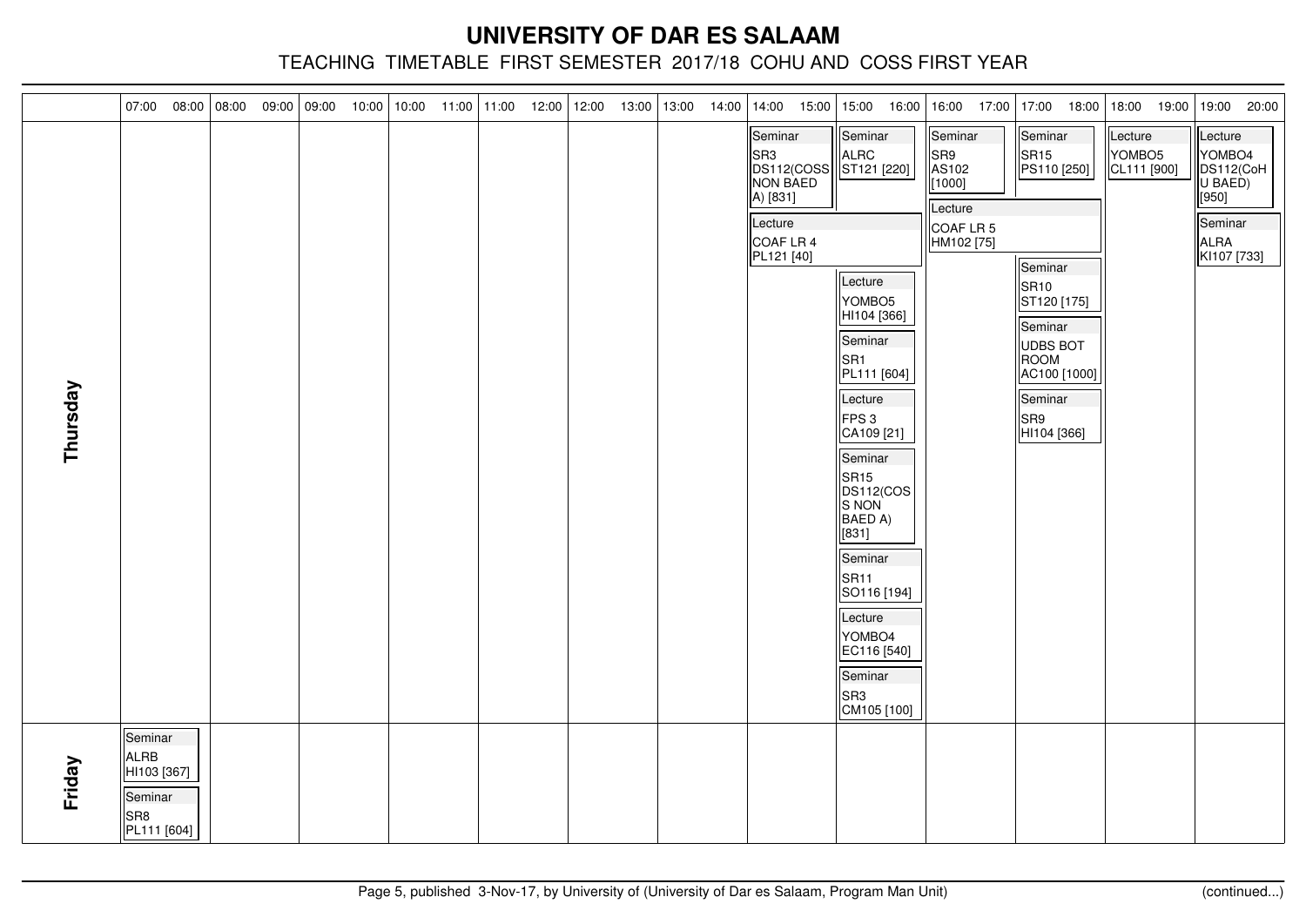# UNIVERSITY OF DAR ES SALAAM

## TEACHING TIMETABLE FIRST SEMESTER 2017/18 COHU AND COSS FIRST YEAR

| | 07:00 08:00 | 08:00 09:00 | 09:00 10:00 | 10:00 11:00 | 11:00 12:00 | 12:00 13:00 | 13:00 14:00 | 14:00 15:00 | 15:00 16:00 | 16:00 17:00 | 17:00 18:00 | 18:00 19:00 | 19:00 20:00 |
|---|---|---|---|---|---|---|---|---|---|---|---|---|---|
| **Thursday** | | | | | | | | Seminar SR3 DS112(COSS NON BAED A) [831]; Lecture COAF LR 4 PL121 [40] (14:00–16:00) | Seminar ALRC ST121 [220]; Lecture YOMBO5 HI104 [366]; Seminar SR1 PL111 [604]; Lecture FPS 3 CA109 [21]; Seminar SR15 DS112(COSS NON BAED A) [831]; Seminar SR11 SO116 [194]; Lecture YOMBO4 EC116 [540]; Seminar SR3 CM105 [100] | Seminar SR9 AS102 [1000]; Lecture COAF LR 5 HM102 [75] (16:00–18:00) | Seminar SR15 PS110 [250]; Seminar SR10 ST120 [175]; Seminar UDBS BOT ROOM AC100 [1000]; Seminar SR9 HI104 [366] | Lecture YOMBO5 CL111 [900] | Lecture YOMBO4 DS112(CoHU BAED) [950]; Seminar ALRA KI107 [733] |
| **Friday** | Seminar ALRB HI103 [367]; Seminar SR8 PL111 [604] | | | | | | | | | | | | |

(continued...)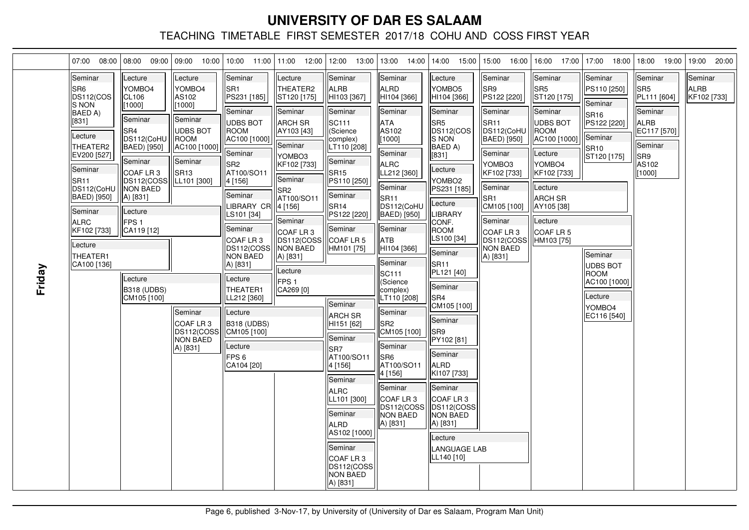# UNIVERSITY OF DAR ES SALAAM

TEACHING TIMETABLE FIRST SEMESTER 2017/18 COHU AND COSS FIRST YEAR

| | 07:00 08:00 | 08:00 09:00 | 09:00 10:00 | 10:00 11:00 | 11:00 12:00 | 12:00 13:00 | 13:00 14:00 | 14:00 15:00 | 15:00 16:00 | 16:00 17:00 | 17:00 18:00 | 18:00 19:00 | 19:00 20:00 |
|---|---|---|---|---|---|---|---|---|---|---|---|---|---|
| **Friday** | Seminar SR6 DS112(COSS NON BAED A) [831] | Lecture YOMBO4 CL106 [1000] | Lecture YOMBO4 AS102 [1000] | Seminar SR1 PS231 [185] | Lecture THEATER2 ST120 [175] | Seminar ALRB HI103 [367] | Seminar ALRD HI104 [366] | Lecture YOMBO5 HI104 [366] | Seminar SR9 PS122 [220] | Seminar SR5 ST120 [175] | Seminar PS110 [250] | Seminar SR5 PL111 [604] | Seminar ALRB KF102 [733] |
| | Lecture THEATER2 EV200 [527] | Seminar SR4 DS112(CoHU BAED) [950] | Seminar UDBS BOT ROOM AC100 [1000] | Seminar UDBS BOT ROOM AC100 [1000] | Seminar ARCH SR AY103 [43] | Seminar SC111 (Science complex) LT110 [208] | Seminar ATA AS102 [1000] | Seminar SR5 DS112(COSS NON BAED A) [831] | Seminar SR11 DS112(CoHU BAED) [950] | Seminar UDBS BOT ROOM AC100 [1000] | Seminar SR16 PS122 [220] | Seminar ALRB EC117 [570] | |
| | Seminar SR11 DS112(CoHU BAED) [950] | Seminar COAF LR 3 DS112(COSS NON BAED A) [831] | Seminar SR13 LL101 [300] | Seminar SR2 AT100/SO114 [156] | Seminar YOMBO3 KF102 [733] | Seminar SR15 PS110 [250] | Seminar ALRC LL212 [360] | Lecture YOMBO2 PS231 [185] | Seminar YOMBO3 KF102 [733] | Lecture YOMBO4 KF102 [733] | Seminar SR10 ST120 [175] | Seminar SR9 AS102 [1000] | |
| | Seminar ALRC KF102 [733] | Lecture FPS 1 CA119 [12] | Seminar COAF LR 3 DS112(COSS NON BAED A) [831] | Seminar LIBRARY CR LS101 [34] | Seminar SR2 AT100/SO114 [156] | Seminar SR14 PS122 [220] | Seminar SR11 DS112(CoHU BAED) [950] | Lecture LIBRARY CONF. ROOM LS100 [34] | Seminar SR1 CM105 [100] | Lecture ARCH SR AY105 [38] | Seminar UDBS BOT ROOM AC100 [1000] | | |
| | Lecture THEATER1 CA100 [136] | Lecture B318 (UDBS) CM105 [100] | | Seminar COAF LR 3 DS112(COSS NON BAED A) [831] | Seminar COAF LR 3 DS112(COSS NON BAED A) [831] | Seminar COAF LR 5 HM101 [75] | Seminar ATB HI104 [366] | Seminar SR11 PL121 [40] | Seminar COAF LR 3 DS112(COSS NON BAED A) [831] | Lecture COAF LR 5 HM103 [75] | Lecture YOMBO4 EC116 [540] | | |
| | | | | Lecture THEATER1 LL212 [360] | Lecture FPS 1 CA269 [0] | Seminar ARCH SR HI151 [62] | Seminar SC111 (Science complex) LT110 [208] | Seminar SR4 CM105 [100] | | | | | |
| | | | | Lecture B318 (UDBS) CM105 [100] | | Seminar SR7 AT100/SO114 [156] | Seminar SR2 CM105 [100] | Seminar SR9 PY102 [81] | | | | | |
| | | | | Lecture FPS 6 CA104 [20] | | Seminar ALRC LL101 [300] | Seminar SR6 AT100/SO114 [156] | Seminar ALRD KI107 [733] | | | | | |
| | | | | | | Seminar ALRD AS102 [1000] | Seminar COAF LR 3 DS112(COSS NON BAED A) [831] | Seminar COAF LR 3 DS112(COSS NON BAED A) [831] | | | | | |
| | | | | | | Seminar COAF LR 3 DS112(COSS NON BAED A) [831] | | Lecture LANGUAGE LAB LL140 [10] | | | | | |

Page 6, published 3-Nov-17, by University of (University of Dar es Salaam, Program Man Unit)